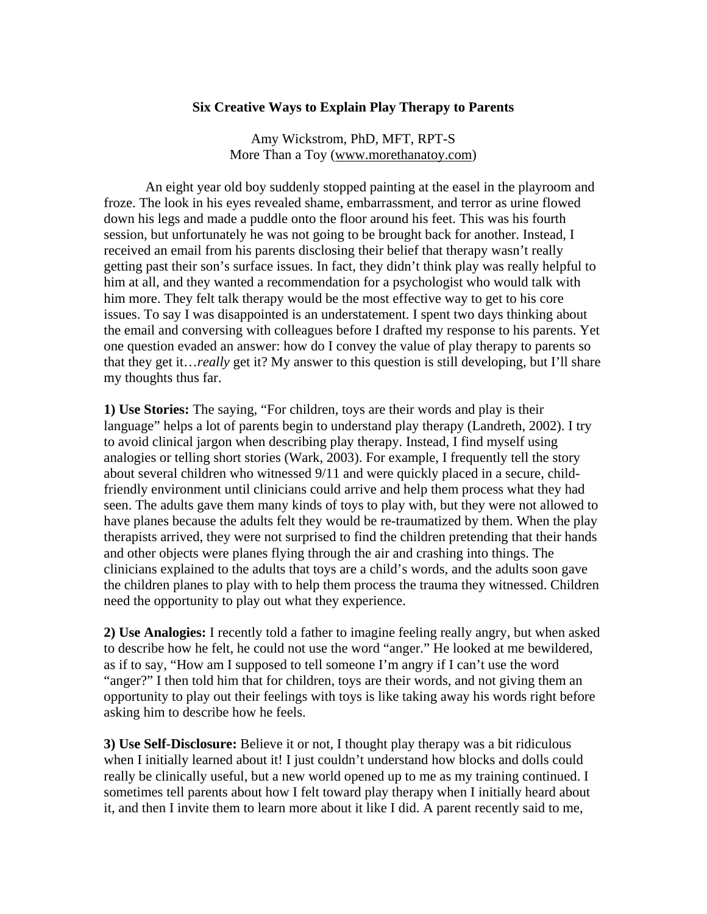# Six Creative Ways to Explain Play Therapy to Parents

Amy Wickstrom, PhD, MFT, RPT-S
More Than a Toy (www.morethanatoy.com)

An eight year old boy suddenly stopped painting at the easel in the playroom and froze. The look in his eyes revealed shame, embarrassment, and terror as urine flowed down his legs and made a puddle onto the floor around his feet. This was his fourth session, but unfortunately he was not going to be brought back for another. Instead, I received an email from his parents disclosing their belief that therapy wasn't really getting past their son's surface issues. In fact, they didn't think play was really helpful to him at all, and they wanted a recommendation for a psychologist who would talk with him more. They felt talk therapy would be the most effective way to get to his core issues. To say I was disappointed is an understatement. I spent two days thinking about the email and conversing with colleagues before I drafted my response to his parents. Yet one question evaded an answer: how do I convey the value of play therapy to parents so that they get it…*really* get it? My answer to this question is still developing, but I'll share my thoughts thus far.

**1) Use Stories:** The saying, "For children, toys are their words and play is their language" helps a lot of parents begin to understand play therapy (Landreth, 2002). I try to avoid clinical jargon when describing play therapy. Instead, I find myself using analogies or telling short stories (Wark, 2003). For example, I frequently tell the story about several children who witnessed 9/11 and were quickly placed in a secure, child-friendly environment until clinicians could arrive and help them process what they had seen. The adults gave them many kinds of toys to play with, but they were not allowed to have planes because the adults felt they would be re-traumatized by them. When the play therapists arrived, they were not surprised to find the children pretending that their hands and other objects were planes flying through the air and crashing into things. The clinicians explained to the adults that toys are a child's words, and the adults soon gave the children planes to play with to help them process the trauma they witnessed. Children need the opportunity to play out what they experience.

**2) Use Analogies:** I recently told a father to imagine feeling really angry, but when asked to describe how he felt, he could not use the word "anger." He looked at me bewildered, as if to say, "How am I supposed to tell someone I'm angry if I can't use the word "anger?" I then told him that for children, toys are their words, and not giving them an opportunity to play out their feelings with toys is like taking away his words right before asking him to describe how he feels.

**3) Use Self-Disclosure:** Believe it or not, I thought play therapy was a bit ridiculous when I initially learned about it! I just couldn't understand how blocks and dolls could really be clinically useful, but a new world opened up to me as my training continued. I sometimes tell parents about how I felt toward play therapy when I initially heard about it, and then I invite them to learn more about it like I did. A parent recently said to me,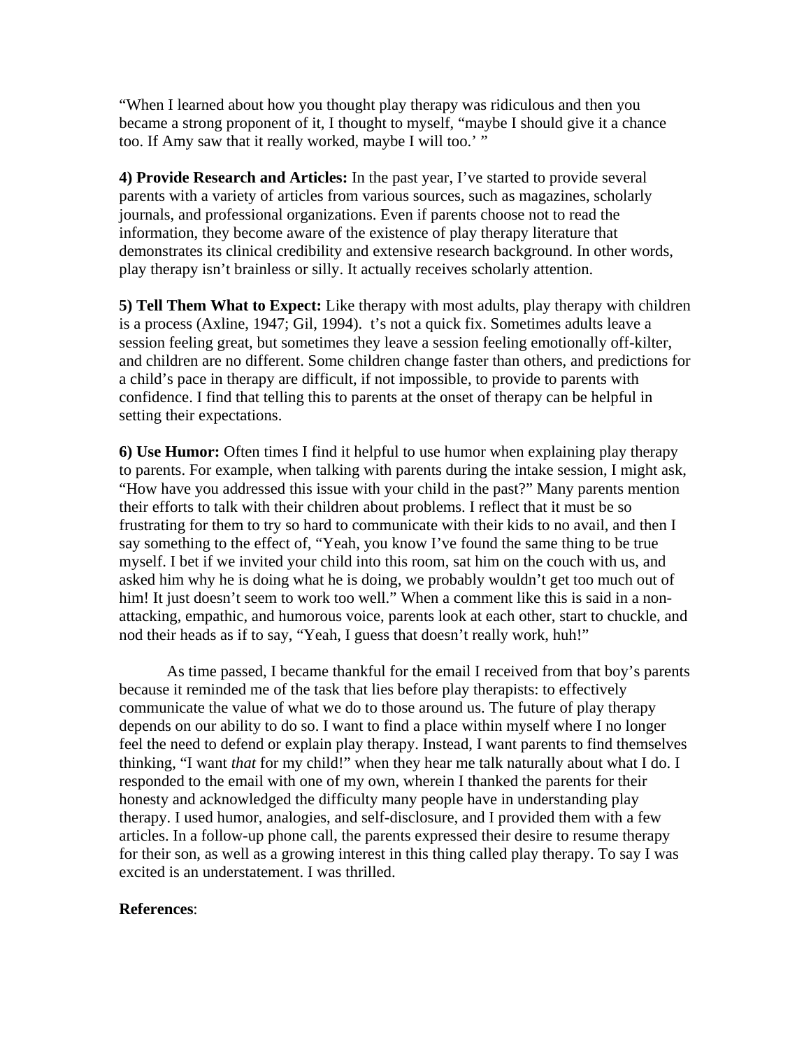"When I learned about how you thought play therapy was ridiculous and then you became a strong proponent of it, I thought to myself, "maybe I should give it a chance too. If Amy saw that it really worked, maybe I will too.' "

**4) Provide Research and Articles:** In the past year, I've started to provide several parents with a variety of articles from various sources, such as magazines, scholarly journals, and professional organizations. Even if parents choose not to read the information, they become aware of the existence of play therapy literature that demonstrates its clinical credibility and extensive research background. In other words, play therapy isn't brainless or silly. It actually receives scholarly attention.

**5) Tell Them What to Expect:** Like therapy with most adults, play therapy with children is a process (Axline, 1947; Gil, 1994). t's not a quick fix. Sometimes adults leave a session feeling great, but sometimes they leave a session feeling emotionally off-kilter, and children are no different. Some children change faster than others, and predictions for a child's pace in therapy are difficult, if not impossible, to provide to parents with confidence. I find that telling this to parents at the onset of therapy can be helpful in setting their expectations.

**6) Use Humor:** Often times I find it helpful to use humor when explaining play therapy to parents. For example, when talking with parents during the intake session, I might ask, "How have you addressed this issue with your child in the past?" Many parents mention their efforts to talk with their children about problems. I reflect that it must be so frustrating for them to try so hard to communicate with their kids to no avail, and then I say something to the effect of, "Yeah, you know I've found the same thing to be true myself. I bet if we invited your child into this room, sat him on the couch with us, and asked him why he is doing what he is doing, we probably wouldn't get too much out of him! It just doesn't seem to work too well." When a comment like this is said in a non-attacking, empathic, and humorous voice, parents look at each other, start to chuckle, and nod their heads as if to say, "Yeah, I guess that doesn't really work, huh!"

As time passed, I became thankful for the email I received from that boy's parents because it reminded me of the task that lies before play therapists: to effectively communicate the value of what we do to those around us. The future of play therapy depends on our ability to do so. I want to find a place within myself where I no longer feel the need to defend or explain play therapy. Instead, I want parents to find themselves thinking, "I want *that* for my child!" when they hear me talk naturally about what I do. I responded to the email with one of my own, wherein I thanked the parents for their honesty and acknowledged the difficulty many people have in understanding play therapy. I used humor, analogies, and self-disclosure, and I provided them with a few articles. In a follow-up phone call, the parents expressed their desire to resume therapy for their son, as well as a growing interest in this thing called play therapy. To say I was excited is an understatement. I was thrilled.

**References**: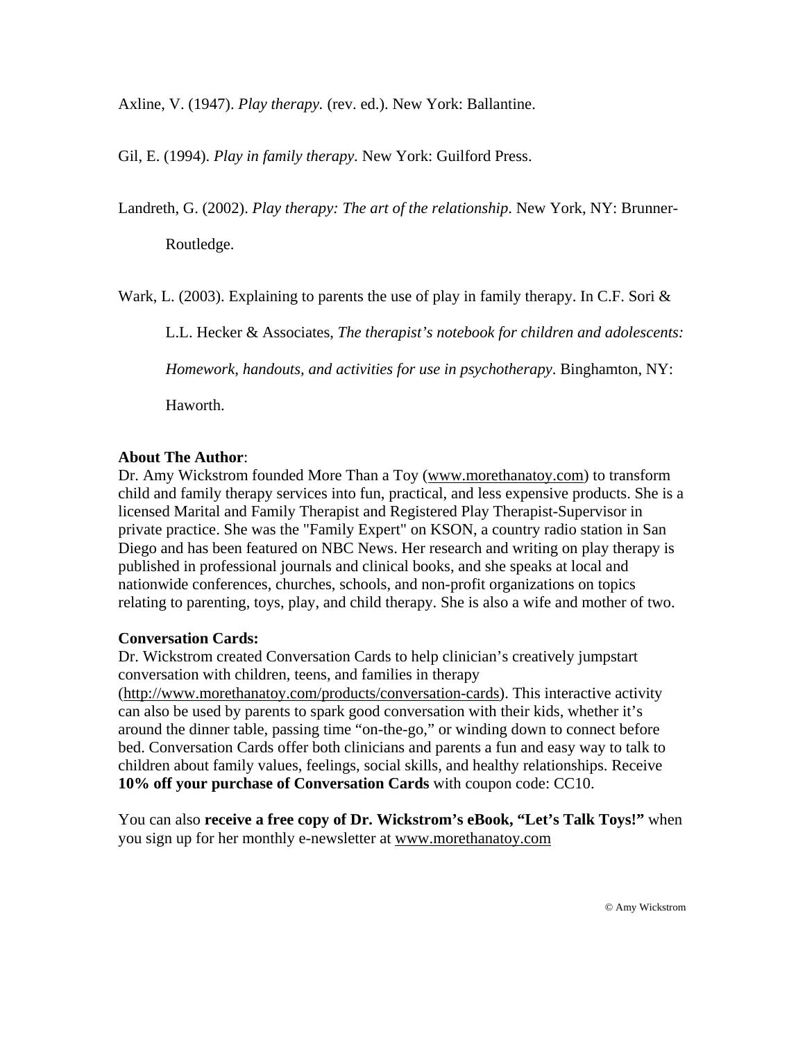Axline, V. (1947). *Play therapy.* (rev. ed.). New York: Ballantine.

Gil, E. (1994). *Play in family therapy*. New York: Guilford Press.

Landreth, G. (2002). *Play therapy: The art of the relationship*. New York, NY: Brunner-Routledge.

Wark, L. (2003). Explaining to parents the use of play in family therapy. In C.F. Sori & L.L. Hecker & Associates, *The therapist's notebook for children and adolescents: Homework, handouts, and activities for use in psychotherapy*. Binghamton, NY: Haworth.

**About The Author**:
Dr. Amy Wickstrom founded More Than a Toy (www.morethanatoy.com) to transform child and family therapy services into fun, practical, and less expensive products. She is a licensed Marital and Family Therapist and Registered Play Therapist-Supervisor in private practice. She was the "Family Expert" on KSON, a country radio station in San Diego and has been featured on NBC News. Her research and writing on play therapy is published in professional journals and clinical books, and she speaks at local and nationwide conferences, churches, schools, and non-profit organizations on topics relating to parenting, toys, play, and child therapy. She is also a wife and mother of two.

**Conversation Cards:**
Dr. Wickstrom created Conversation Cards to help clinician's creatively jumpstart conversation with children, teens, and families in therapy (http://www.morethanatoy.com/products/conversation-cards). This interactive activity can also be used by parents to spark good conversation with their kids, whether it's around the dinner table, passing time "on-the-go," or winding down to connect before bed. Conversation Cards offer both clinicians and parents a fun and easy way to talk to children about family values, feelings, social skills, and healthy relationships. Receive **10% off your purchase of Conversation Cards** with coupon code: CC10.

You can also **receive a free copy of Dr. Wickstrom's eBook, "Let's Talk Toys!"** when you sign up for her monthly e-newsletter at www.morethanatoy.com

© Amy Wickstrom